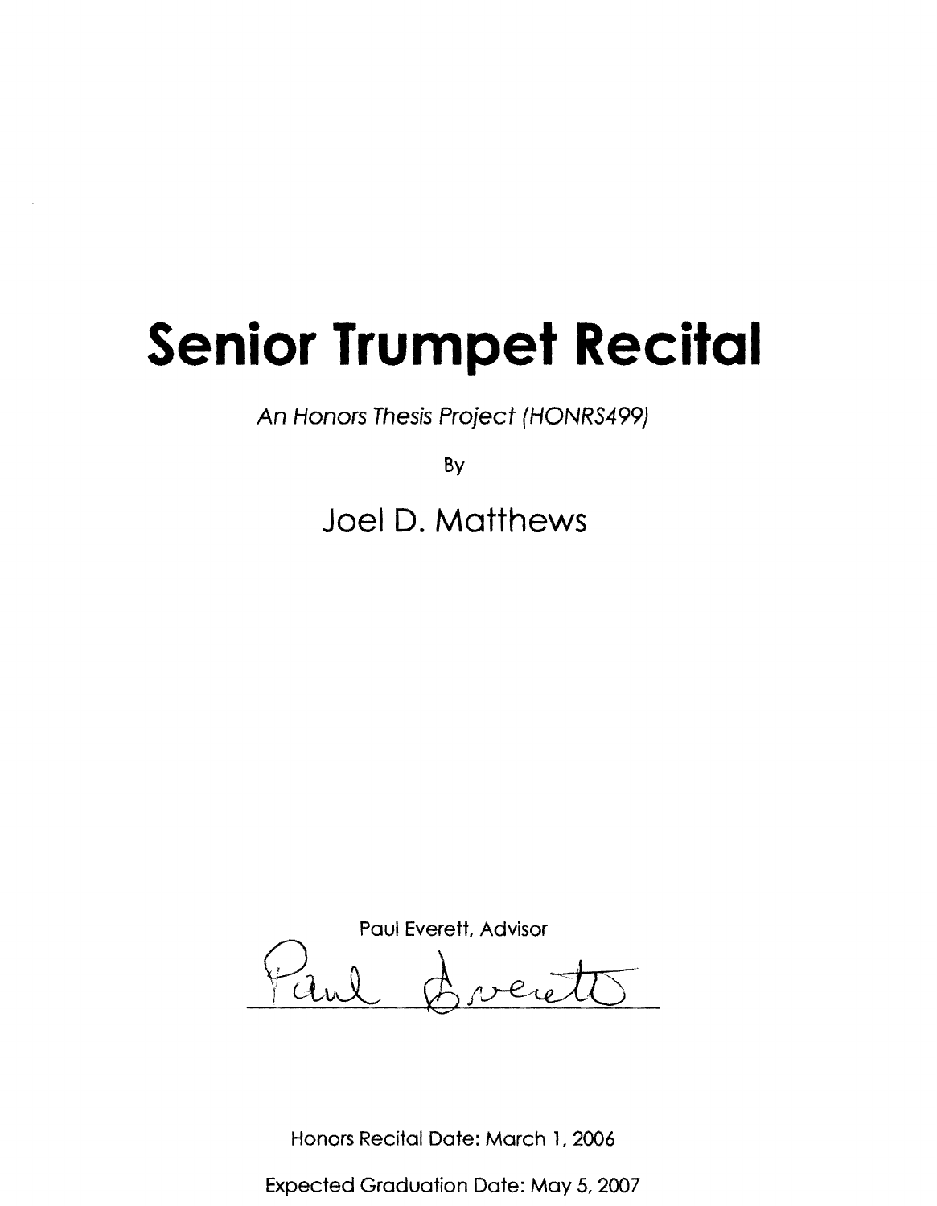# Senior Trumpet Recital

*An Honors Thesis Project (HONRS499)*

By

## Joel D. Matthews

Paul Everett, Advisor

Paul Everett

Honors Recital Date: March 1, 2006

Expected Graduation Date: May 5, 2007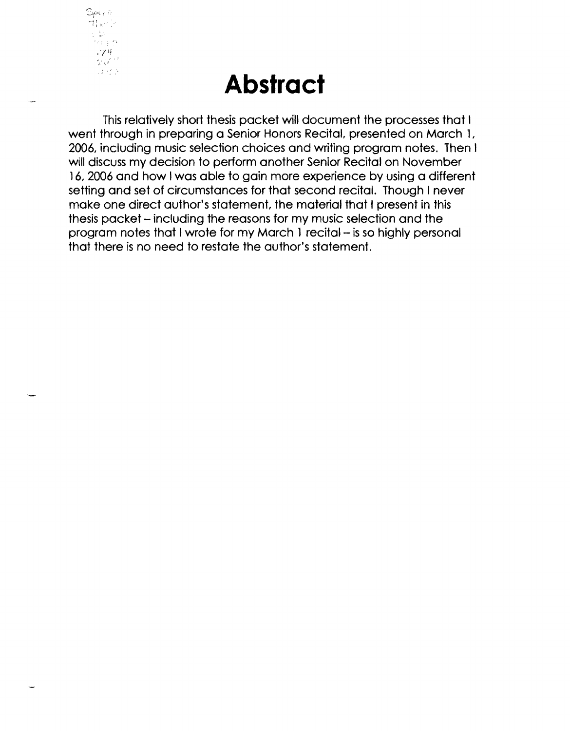# Abstract

This relatively short thesis packet will document the processes that I went through in preparing a Senior Honors Recital, presented on March 1, 2006, including music selection choices and writing program notes. Then I will discuss my decision to perform another Senior Recital on November 16, 2006 and how I was able to gain more experience by using a different setting and set of circumstances for that second recital. Though I never make one direct author's statement, the material that I present in this thesis packet – including the reasons for my music selection and the program notes that I wrote for my March 1 recital – is so highly personal that there is no need to restate the author's statement.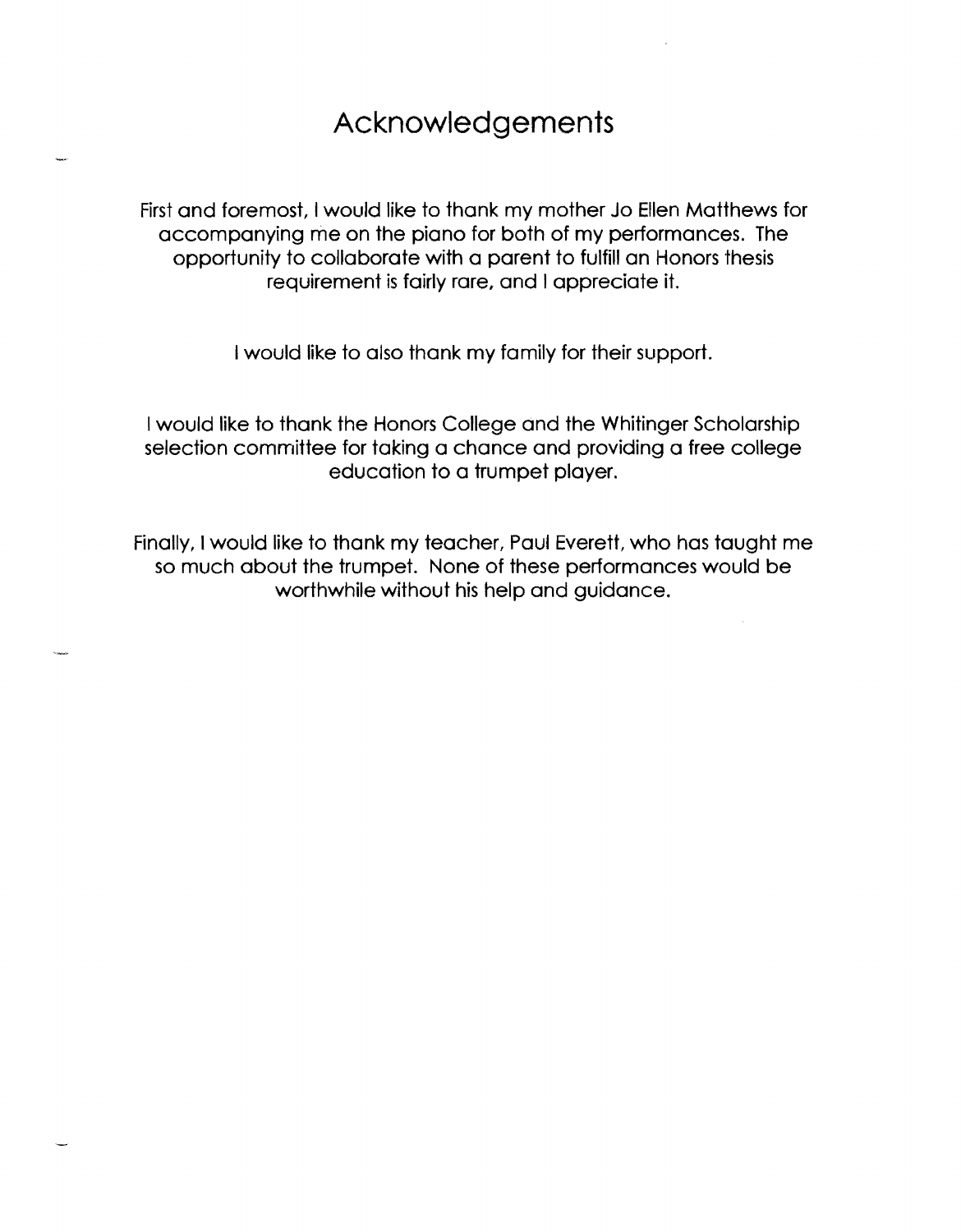# Acknowledgements

First and foremost, I would like to thank my mother Jo Ellen Matthews for accompanying me on the piano for both of my performances. The opportunity to collaborate with a parent to fulfill an Honors thesis requirement is fairly rare, and I appreciate it.

I would like to also thank my family for their support.

I would like to thank the Honors College and the Whitinger Scholarship selection committee for taking a chance and providing a free college education to a trumpet player.

Finally, I would like to thank my teacher, Paul Everett, who has taught me so much about the trumpet. None of these performances would be worthwhile without his help and guidance.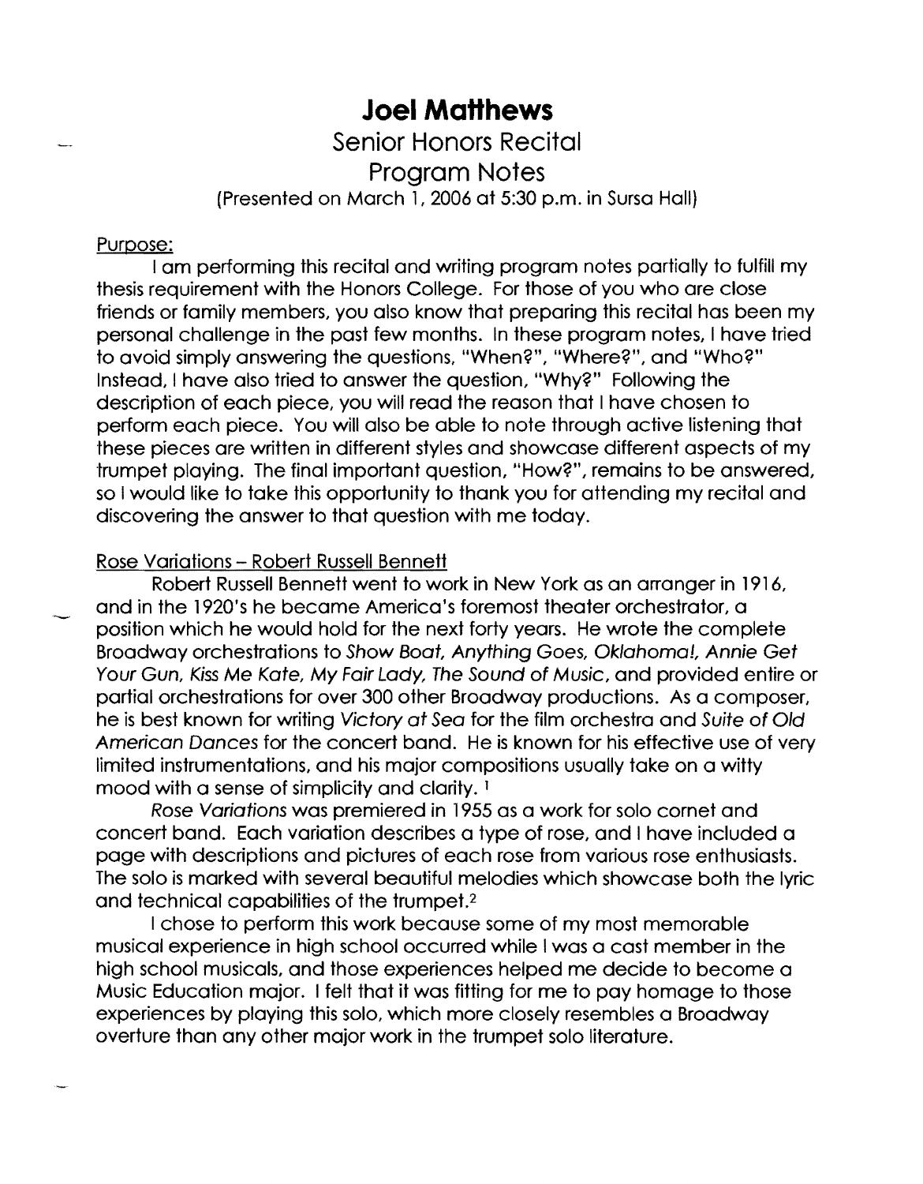# Joel Matthews

## Senior Honors Recital

## Program Notes

(Presented on March 1, 2006 at 5:30 p.m. in Sursa Hall)

Purpose:

I am performing this recital and writing program notes partially to fulfill my thesis requirement with the Honors College. For those of you who are close friends or family members, you also know that preparing this recital has been my personal challenge in the past few months. In these program notes, I have tried to avoid simply answering the questions, "When?", "Where?", and "Who?" Instead, I have also tried to answer the question, "Why?" Following the description of each piece, you will read the reason that I have chosen to perform each piece. You will also be able to note through active listening that these pieces are written in different styles and showcase different aspects of my trumpet playing. The final important question, "How?", remains to be answered, so I would like to take this opportunity to thank you for attending my recital and discovering the answer to that question with me today.

Rose Variations – Robert Russell Bennett

Robert Russell Bennett went to work in New York as an arranger in 1916, and in the 1920's he became America's foremost theater orchestrator, a position which he would hold for the next forty years. He wrote the complete Broadway orchestrations to *Show Boat, Anything Goes, Oklahoma!, Annie Get Your Gun, Kiss Me Kate, My Fair Lady, The Sound of Music*, and provided entire or partial orchestrations for over 300 other Broadway productions. As a composer, he is best known for writing *Victory at Sea* for the film orchestra and *Suite of Old American Dances* for the concert band. He is known for his effective use of very limited instrumentations, and his major compositions usually take on a witty mood with a sense of simplicity and clarity. [1]

*Rose Variations* was premiered in 1955 as a work for solo cornet and concert band. Each variation describes a type of rose, and I have included a page with descriptions and pictures of each rose from various rose enthusiasts. The solo is marked with several beautiful melodies which showcase both the lyric and technical capabilities of the trumpet.[2]

I chose to perform this work because some of my most memorable musical experience in high school occurred while I was a cast member in the high school musicals, and those experiences helped me decide to become a Music Education major. I felt that it was fitting for me to pay homage to those experiences by playing this solo, which more closely resembles a Broadway overture than any other major work in the trumpet solo literature.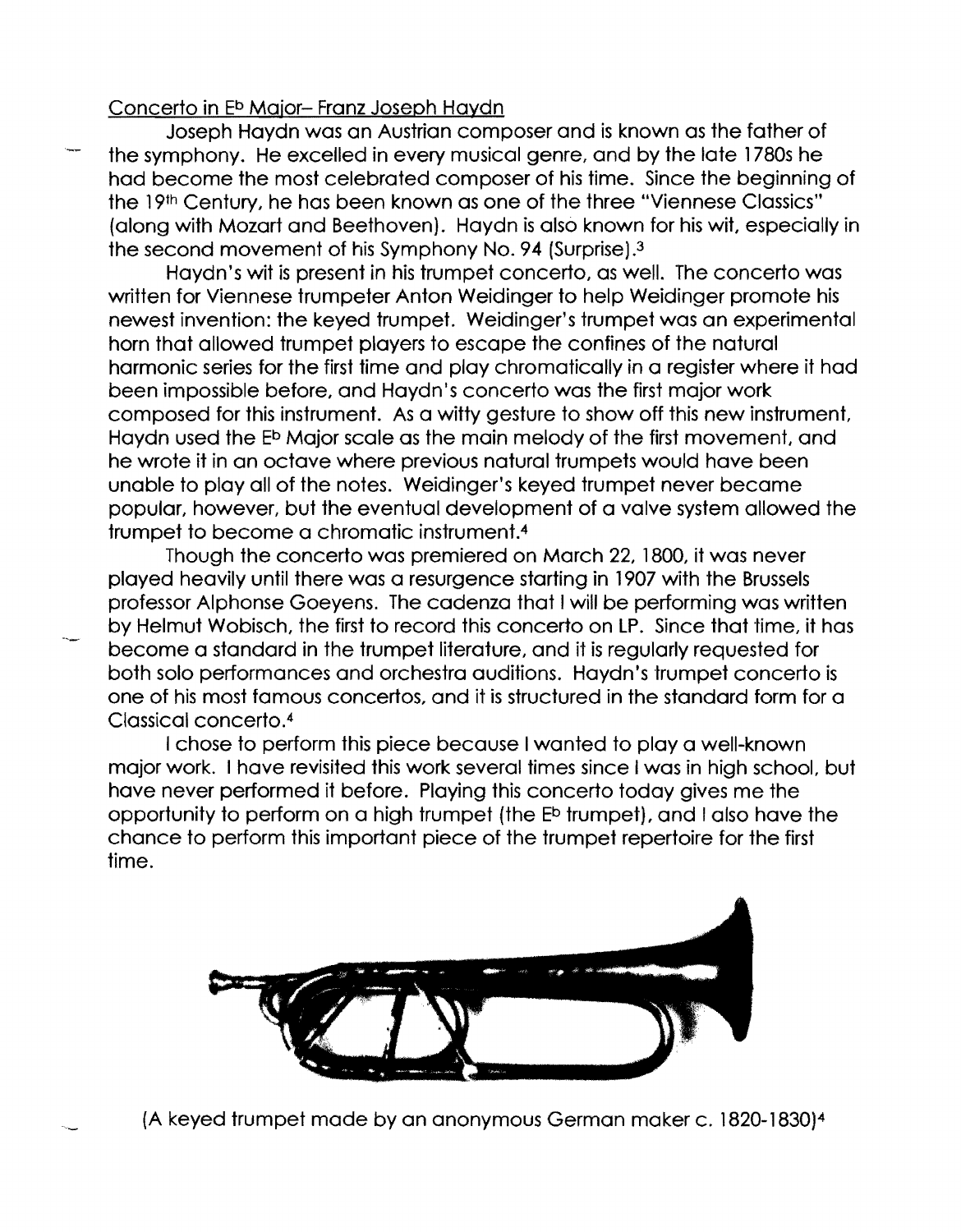Concerto in E♭ Major– Franz Joseph Haydn

Joseph Haydn was an Austrian composer and is known as the father of the symphony. He excelled in every musical genre, and by the late 1780s he had become the most celebrated composer of his time. Since the beginning of the 19th Century, he has been known as one of the three "Viennese Classics" (along with Mozart and Beethoven). Haydn is also known for his wit, especially in the second movement of his Symphony No. 94 (Surprise).[3]

Haydn's wit is present in his trumpet concerto, as well. The concerto was written for Viennese trumpeter Anton Weidinger to help Weidinger promote his newest invention: the keyed trumpet. Weidinger's trumpet was an experimental horn that allowed trumpet players to escape the confines of the natural harmonic series for the first time and play chromatically in a register where it had been impossible before, and Haydn's concerto was the first major work composed for this instrument. As a witty gesture to show off this new instrument, Haydn used the E♭ Major scale as the main melody of the first movement, and he wrote it in an octave where previous natural trumpets would have been unable to play all of the notes. Weidinger's keyed trumpet never became popular, however, but the eventual development of a valve system allowed the trumpet to become a chromatic instrument.[4]

Though the concerto was premiered on March 22, 1800, it was never played heavily until there was a resurgence starting in 1907 with the Brussels professor Alphonse Goeyens. The cadenza that I will be performing was written by Helmut Wobisch, the first to record this concerto on LP. Since that time, it has become a standard in the trumpet literature, and it is regularly requested for both solo performances and orchestra auditions. Haydn's trumpet concerto is one of his most famous concertos, and it is structured in the standard form for a Classical concerto.[4]

I chose to perform this piece because I wanted to play a well-known major work. I have revisited this work several times since I was in high school, but have never performed it before. Playing this concerto today gives me the opportunity to perform on a high trumpet (the E♭ trumpet), and I also have the chance to perform this important piece of the trumpet repertoire for the first time.

(A keyed trumpet made by an anonymous German maker c. 1820-1830)[4]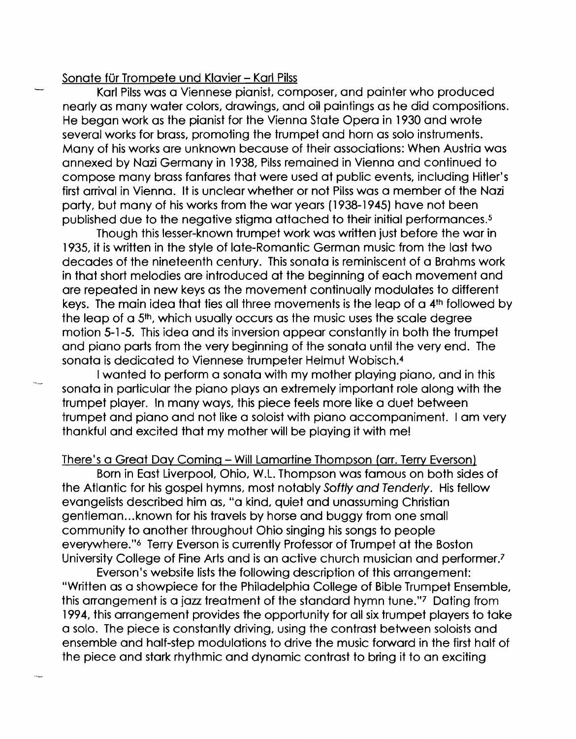Sonate für Trompete und Klavier – Karl Pilss

Karl Pilss was a Viennese pianist, composer, and painter who produced nearly as many water colors, drawings, and oil paintings as he did compositions. He began work as the pianist for the Vienna State Opera in 1930 and wrote several works for brass, promoting the trumpet and horn as solo instruments. Many of his works are unknown because of their associations: When Austria was annexed by Nazi Germany in 1938, Pilss remained in Vienna and continued to compose many brass fanfares that were used at public events, including Hitler's first arrival in Vienna. It is unclear whether or not Pilss was a member of the Nazi party, but many of his works from the war years (1938-1945) have not been published due to the negative stigma attached to their initial performances.[5]

Though this lesser-known trumpet work was written just before the war in 1935, it is written in the style of late-Romantic German music from the last two decades of the nineteenth century. This sonata is reminiscent of a Brahms work in that short melodies are introduced at the beginning of each movement and are repeated in new keys as the movement continually modulates to different keys. The main idea that ties all three movements is the leap of a 4th followed by the leap of a 5th, which usually occurs as the music uses the scale degree motion 5-1-5. This idea and its inversion appear constantly in both the trumpet and piano parts from the very beginning of the sonata until the very end. The sonata is dedicated to Viennese trumpeter Helmut Wobisch.[4]

I wanted to perform a sonata with my mother playing piano, and in this sonata in particular the piano plays an extremely important role along with the trumpet player. In many ways, this piece feels more like a duet between trumpet and piano and not like a soloist with piano accompaniment. I am very thankful and excited that my mother will be playing it with me!

There's a Great Day Coming – Will Lamartine Thompson (arr. Terry Everson)

Born in East Liverpool, Ohio, W.L. Thompson was famous on both sides of the Atlantic for his gospel hymns, most notably *Softly and Tenderly*. His fellow evangelists described him as, "a kind, quiet and unassuming Christian gentleman...known for his travels by horse and buggy from one small community to another throughout Ohio singing his songs to people everywhere."[6] Terry Everson is currently Professor of Trumpet at the Boston University College of Fine Arts and is an active church musician and performer.[7]

Everson's website lists the following description of this arrangement: "Written as a showpiece for the Philadelphia College of Bible Trumpet Ensemble, this arrangement is a jazz treatment of the standard hymn tune."[7] Dating from 1994, this arrangement provides the opportunity for all six trumpet players to take a solo. The piece is constantly driving, using the contrast between soloists and ensemble and half-step modulations to drive the music forward in the first half of the piece and stark rhythmic and dynamic contrast to bring it to an exciting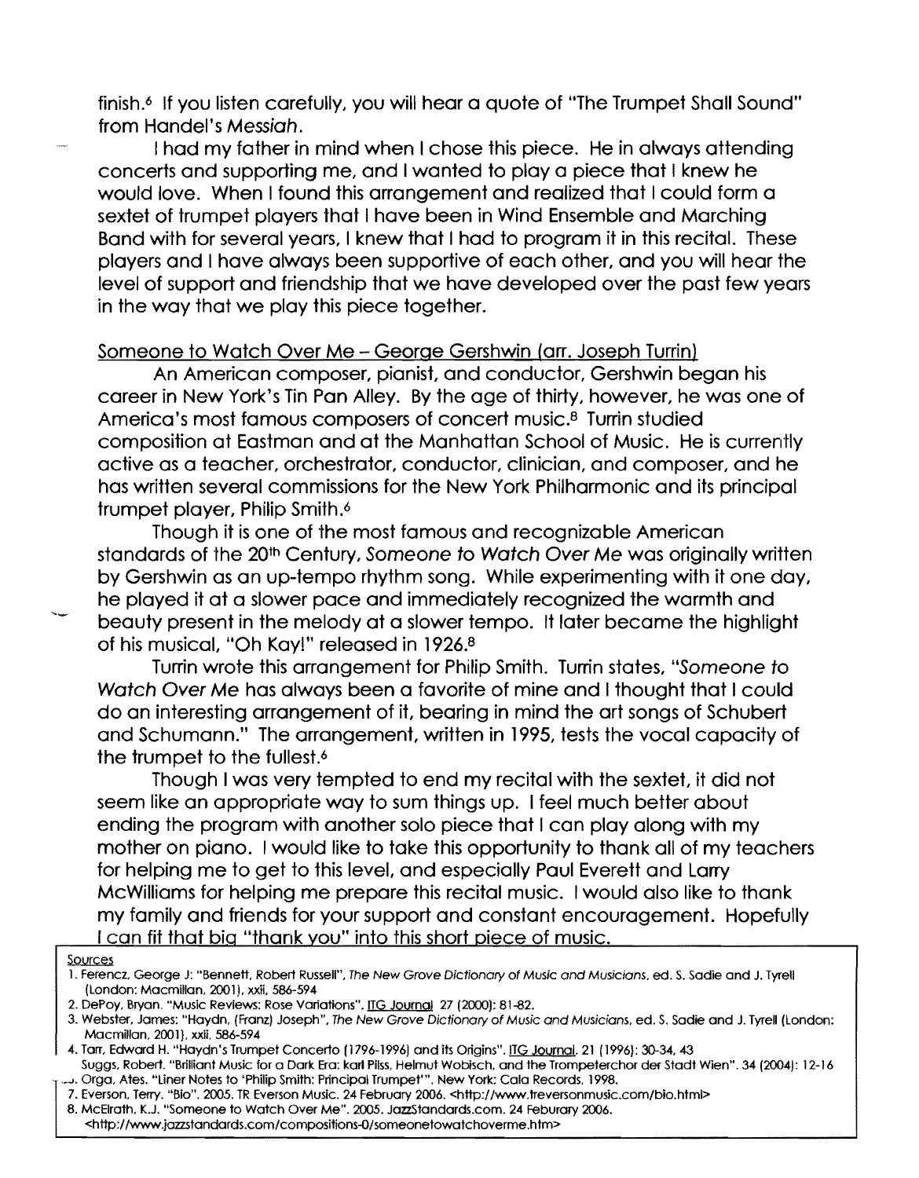finish.[6] If you listen carefully, you will hear a quote of "The Trumpet Shall Sound" from Handel's *Messiah*.

I had my father in mind when I chose this piece. He in always attending concerts and supporting me, and I wanted to play a piece that I knew he would love. When I found this arrangement and realized that I could form a sextet of trumpet players that I have been in Wind Ensemble and Marching Band with for several years, I knew that I had to program it in this recital. These players and I have always been supportive of each other, and you will hear the level of support and friendship that we have developed over the past few years in the way that we play this piece together.

<u>Someone to Watch Over Me – George Gershwin (arr. Joseph Turrin)</u>

An American composer, pianist, and conductor, Gershwin began his career in New York's Tin Pan Alley. By the age of thirty, however, he was one of America's most famous composers of concert music.[8] Turrin studied composition at Eastman and at the Manhattan School of Music. He is currently active as a teacher, orchestrator, conductor, clinician, and composer, and he has written several commissions for the New York Philharmonic and its principal trumpet player, Philip Smith.[6]

Though it is one of the most famous and recognizable American standards of the 20th Century, *Someone to Watch Over Me* was originally written by Gershwin as an up-tempo rhythm song. While experimenting with it one day, he played it at a slower pace and immediately recognized the warmth and beauty present in the melody at a slower tempo. It later became the highlight of his musical, "Oh Kay!" released in 1926.[8]

Turrin wrote this arrangement for Philip Smith. Turrin states, "*Someone to Watch Over Me* has always been a favorite of mine and I thought that I could do an interesting arrangement of it, bearing in mind the art songs of Schubert and Schumann." The arrangement, written in 1995, tests the vocal capacity of the trumpet to the fullest.[6]

Though I was very tempted to end my recital with the sextet, it did not seem like an appropriate way to sum things up. I feel much better about ending the program with another solo piece that I can play along with my mother on piano. I would like to take this opportunity to thank all of my teachers for helping me to get to this level, and especially Paul Everett and Larry McWilliams for helping me prepare this recital music. I would also like to thank my family and friends for your support and constant encouragement. Hopefully I can fit that big "thank you" into this short piece of music.

<u>Sources</u>

1. Ferencz, George J: "Bennett, Robert Russell", *The New Grove Dictionary of Music and Musicians*, ed. S. Sadie and J. Tyrell (London: Macmillan, 2001), xxii, 586-594
2. DePoy, Bryan. "Music Reviews: Rose Variations". <u>ITG Journal</u> 27 (2000): 81-82.
3. Webster, James: "Haydn, (Franz) Joseph", *The New Grove Dictionary of Music and Musicians*, ed. S. Sadie and J. Tyrell (London: Macmillan, 2001), xxii, 586-594
4. Tarr, Edward H. "Haydn's Trumpet Concerto (1796-1996) and its Origins". <u>ITG Journal</u>. 21 (1996): 30-34, 43
   Suggs, Robert. "Brilliant Music for a Dark Era: karl Pilss, Helmut Wobisch, and the Trompeterchor der Stadt Wien". 34 (2004): 12-16
5. Orga, Ates. "Liner Notes to 'Philip Smith: Principal Trumpet'". New York: Cala Records, 1998.
7. Everson, Terry. "Bio". 2005. TR Everson Music. 24 February 2006. <http://www.treversonmusic.com/bio.html>
8. McElrath, K.J. "Someone to Watch Over Me". 2005. JazzStandards.com. 24 Feburary 2006. <http://www.jazzstandards.com/compositions-0/someonetowatchoverme.htm>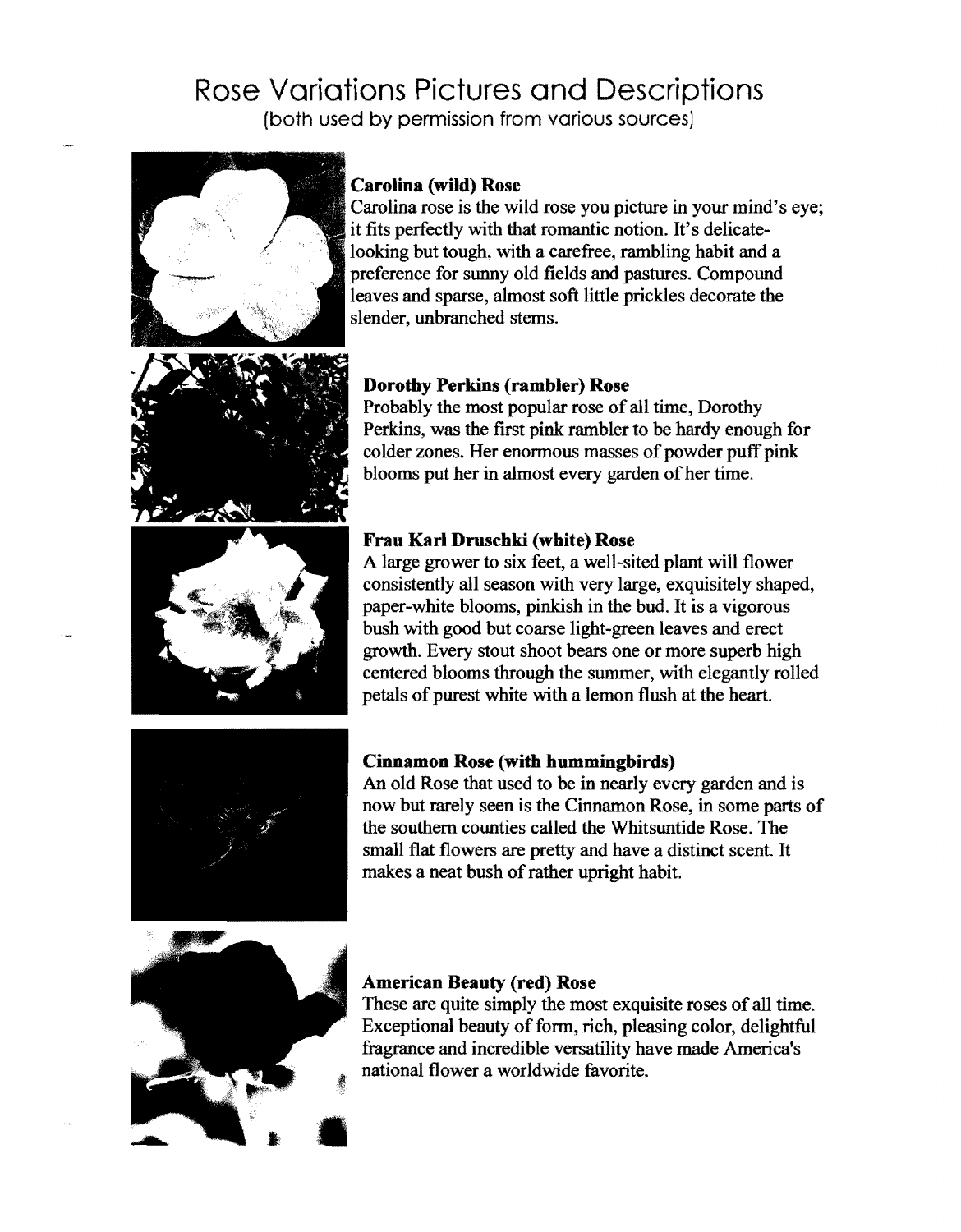# Rose Variations Pictures and Descriptions

(both used by permission from various sources)

**Carolina (wild) Rose**

Carolina rose is the wild rose you picture in your mind's eye; it fits perfectly with that romantic notion. It's delicate-looking but tough, with a carefree, rambling habit and a preference for sunny old fields and pastures. Compound leaves and sparse, almost soft little prickles decorate the slender, unbranched stems.

**Dorothy Perkins (rambler) Rose**

Probably the most popular rose of all time, Dorothy Perkins, was the first pink rambler to be hardy enough for colder zones. Her enormous masses of powder puff pink blooms put her in almost every garden of her time.

**Frau Karl Druschki (white) Rose**

A large grower to six feet, a well-sited plant will flower consistently all season with very large, exquisitely shaped, paper-white blooms, pinkish in the bud. It is a vigorous bush with good but coarse light-green leaves and erect growth. Every stout shoot bears one or more superb high centered blooms through the summer, with elegantly rolled petals of purest white with a lemon flush at the heart.

**Cinnamon Rose (with hummingbirds)**

An old Rose that used to be in nearly every garden and is now but rarely seen is the Cinnamon Rose, in some parts of the southern counties called the Whitsuntide Rose. The small flat flowers are pretty and have a distinct scent. It makes a neat bush of rather upright habit.

**American Beauty (red) Rose**

These are quite simply the most exquisite roses of all time. Exceptional beauty of form, rich, pleasing color, delightful fragrance and incredible versatility have made America's national flower a worldwide favorite.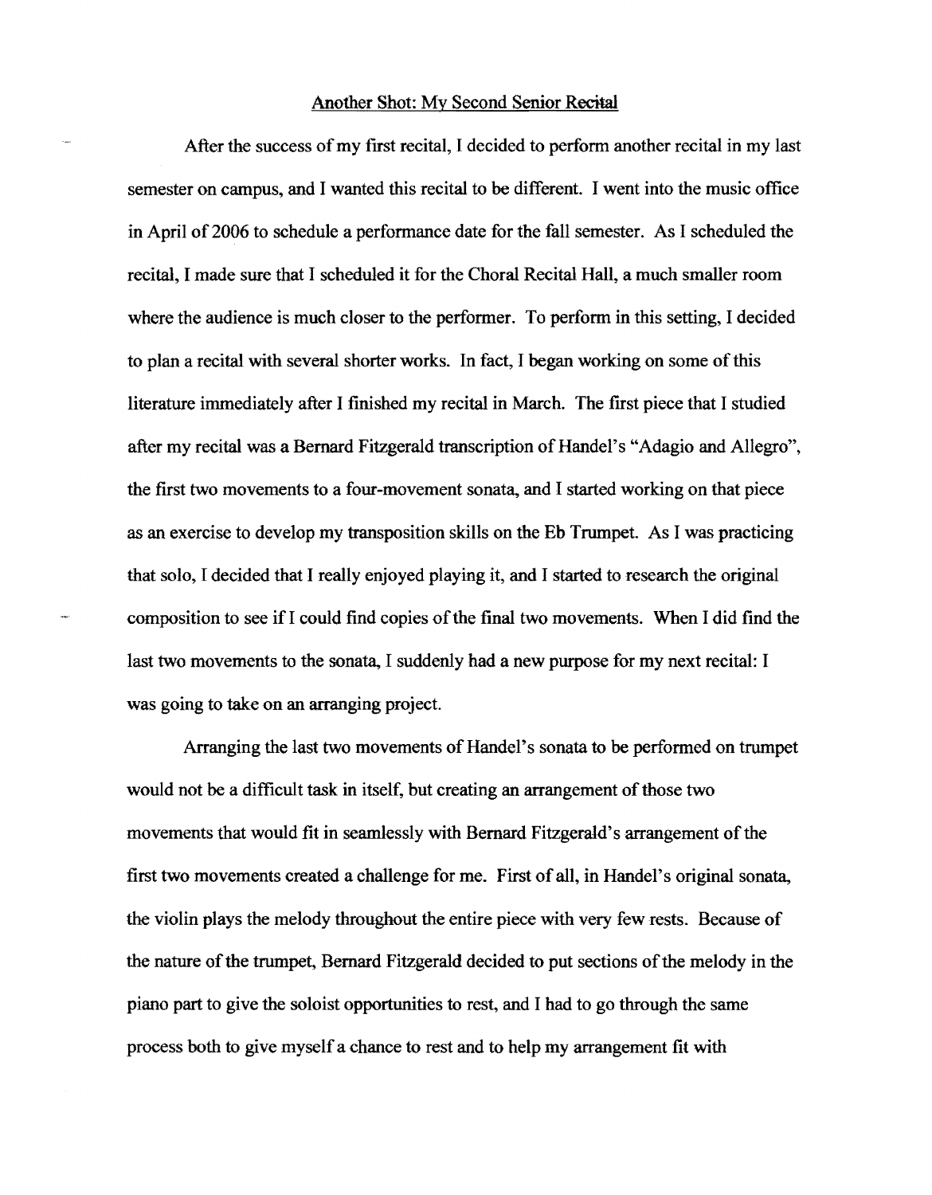## Another Shot: My Second Senior Recital

After the success of my first recital, I decided to perform another recital in my last semester on campus, and I wanted this recital to be different. I went into the music office in April of 2006 to schedule a performance date for the fall semester. As I scheduled the recital, I made sure that I scheduled it for the Choral Recital Hall, a much smaller room where the audience is much closer to the performer. To perform in this setting, I decided to plan a recital with several shorter works. In fact, I began working on some of this literature immediately after I finished my recital in March. The first piece that I studied after my recital was a Bernard Fitzgerald transcription of Handel's "Adagio and Allegro", the first two movements to a four-movement sonata, and I started working on that piece as an exercise to develop my transposition skills on the Eb Trumpet. As I was practicing that solo, I decided that I really enjoyed playing it, and I started to research the original composition to see if I could find copies of the final two movements. When I did find the last two movements to the sonata, I suddenly had a new purpose for my next recital: I was going to take on an arranging project.

Arranging the last two movements of Handel's sonata to be performed on trumpet would not be a difficult task in itself, but creating an arrangement of those two movements that would fit in seamlessly with Bernard Fitzgerald's arrangement of the first two movements created a challenge for me. First of all, in Handel's original sonata, the violin plays the melody throughout the entire piece with very few rests. Because of the nature of the trumpet, Bernard Fitzgerald decided to put sections of the melody in the piano part to give the soloist opportunities to rest, and I had to go through the same process both to give myself a chance to rest and to help my arrangement fit with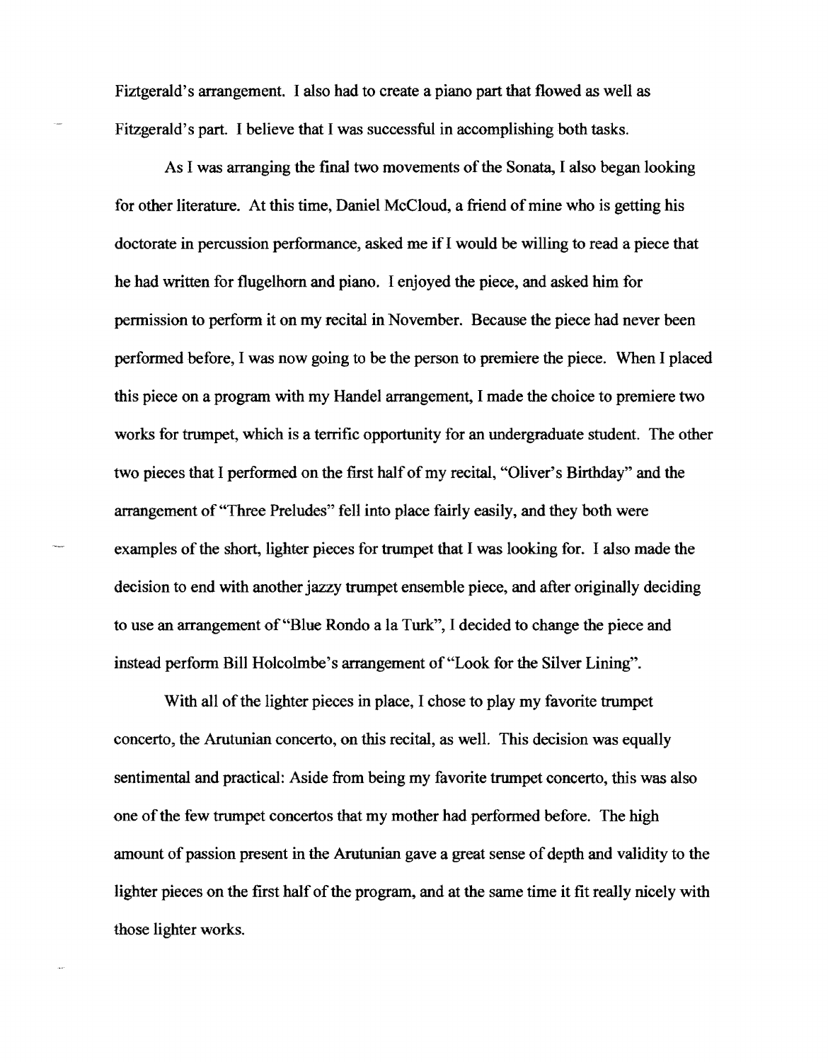Fiztgerald's arrangement. I also had to create a piano part that flowed as well as Fitzgerald's part. I believe that I was successful in accomplishing both tasks.

As I was arranging the final two movements of the Sonata, I also began looking for other literature. At this time, Daniel McCloud, a friend of mine who is getting his doctorate in percussion performance, asked me if I would be willing to read a piece that he had written for flugelhorn and piano. I enjoyed the piece, and asked him for permission to perform it on my recital in November. Because the piece had never been performed before, I was now going to be the person to premiere the piece. When I placed this piece on a program with my Handel arrangement, I made the choice to premiere two works for trumpet, which is a terrific opportunity for an undergraduate student. The other two pieces that I performed on the first half of my recital, "Oliver's Birthday" and the arrangement of "Three Preludes" fell into place fairly easily, and they both were examples of the short, lighter pieces for trumpet that I was looking for. I also made the decision to end with another jazzy trumpet ensemble piece, and after originally deciding to use an arrangement of "Blue Rondo a la Turk", I decided to change the piece and instead perform Bill Holcolmbe's arrangement of "Look for the Silver Lining".

With all of the lighter pieces in place, I chose to play my favorite trumpet concerto, the Arutunian concerto, on this recital, as well. This decision was equally sentimental and practical: Aside from being my favorite trumpet concerto, this was also one of the few trumpet concertos that my mother had performed before. The high amount of passion present in the Arutunian gave a great sense of depth and validity to the lighter pieces on the first half of the program, and at the same time it fit really nicely with those lighter works.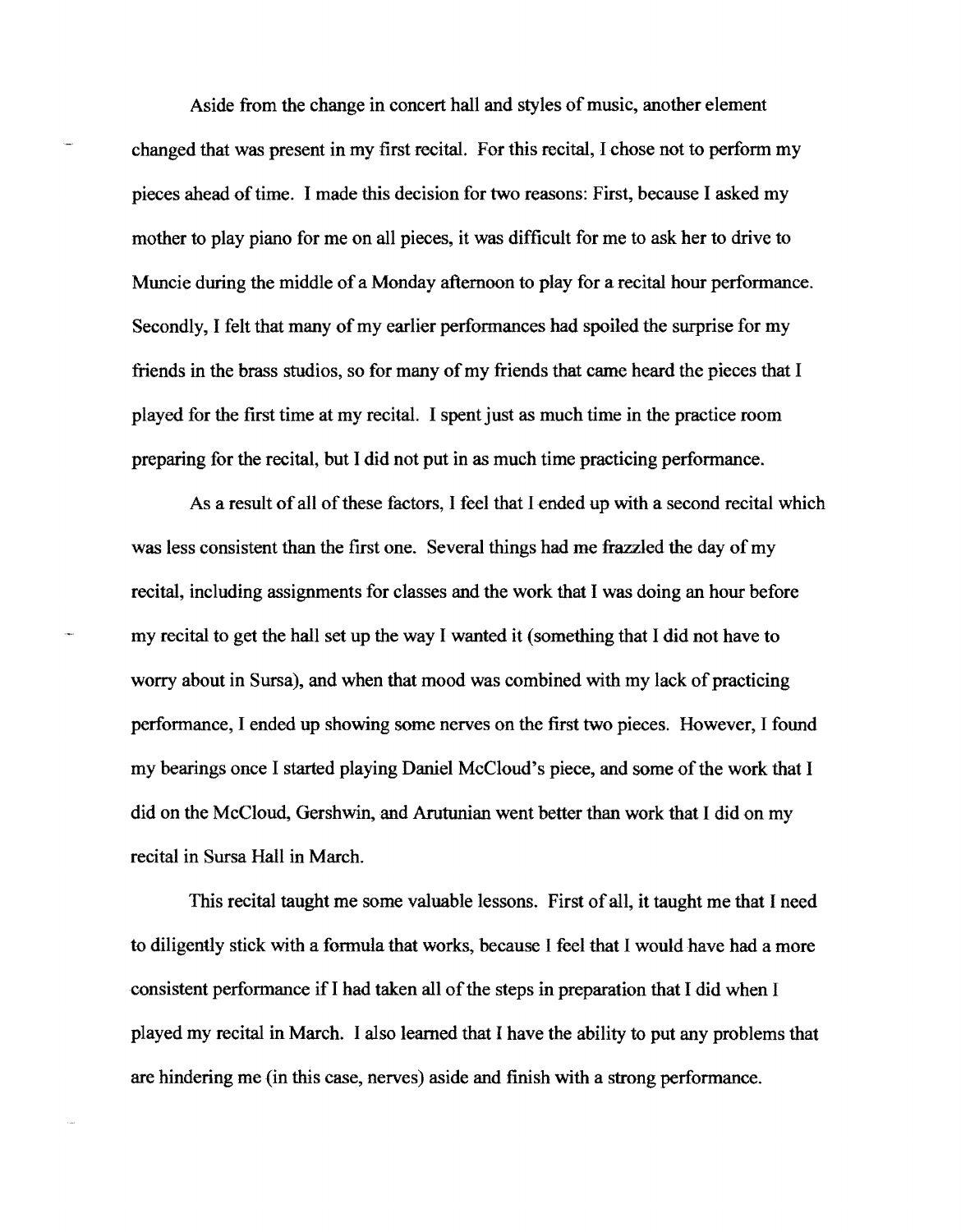Aside from the change in concert hall and styles of music, another element changed that was present in my first recital. For this recital, I chose not to perform my pieces ahead of time. I made this decision for two reasons: First, because I asked my mother to play piano for me on all pieces, it was difficult for me to ask her to drive to Muncie during the middle of a Monday afternoon to play for a recital hour performance. Secondly, I felt that many of my earlier performances had spoiled the surprise for my friends in the brass studios, so for many of my friends that came heard the pieces that I played for the first time at my recital. I spent just as much time in the practice room preparing for the recital, but I did not put in as much time practicing performance.

As a result of all of these factors, I feel that I ended up with a second recital which was less consistent than the first one. Several things had me frazzled the day of my recital, including assignments for classes and the work that I was doing an hour before my recital to get the hall set up the way I wanted it (something that I did not have to worry about in Sursa), and when that mood was combined with my lack of practicing performance, I ended up showing some nerves on the first two pieces. However, I found my bearings once I started playing Daniel McCloud's piece, and some of the work that I did on the McCloud, Gershwin, and Arutunian went better than work that I did on my recital in Sursa Hall in March.

This recital taught me some valuable lessons. First of all, it taught me that I need to diligently stick with a formula that works, because I feel that I would have had a more consistent performance if I had taken all of the steps in preparation that I did when I played my recital in March. I also learned that I have the ability to put any problems that are hindering me (in this case, nerves) aside and finish with a strong performance.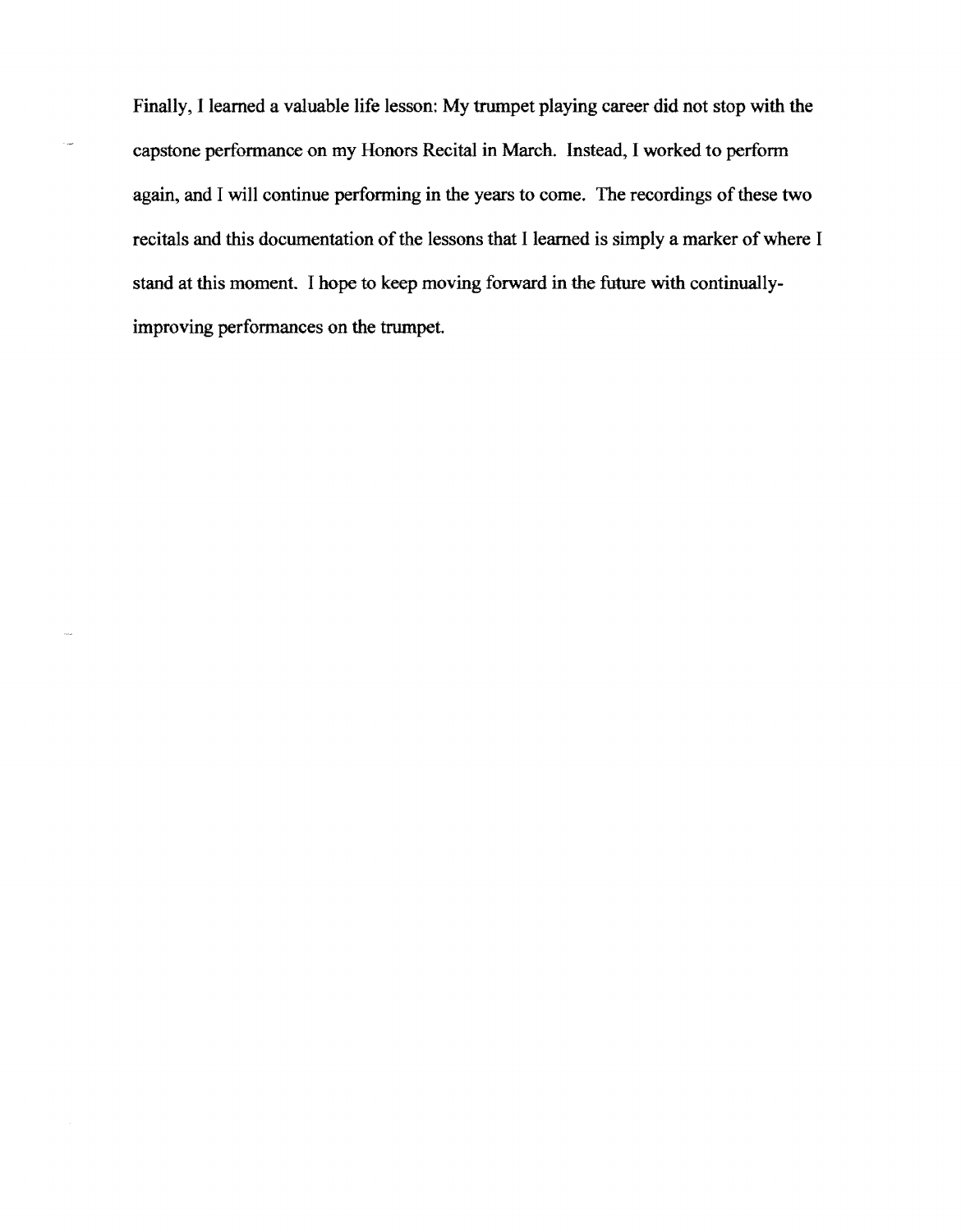Finally, I learned a valuable life lesson: My trumpet playing career did not stop with the capstone performance on my Honors Recital in March. Instead, I worked to perform again, and I will continue performing in the years to come. The recordings of these two recitals and this documentation of the lessons that I learned is simply a marker of where I stand at this moment. I hope to keep moving forward in the future with continually-improving performances on the trumpet.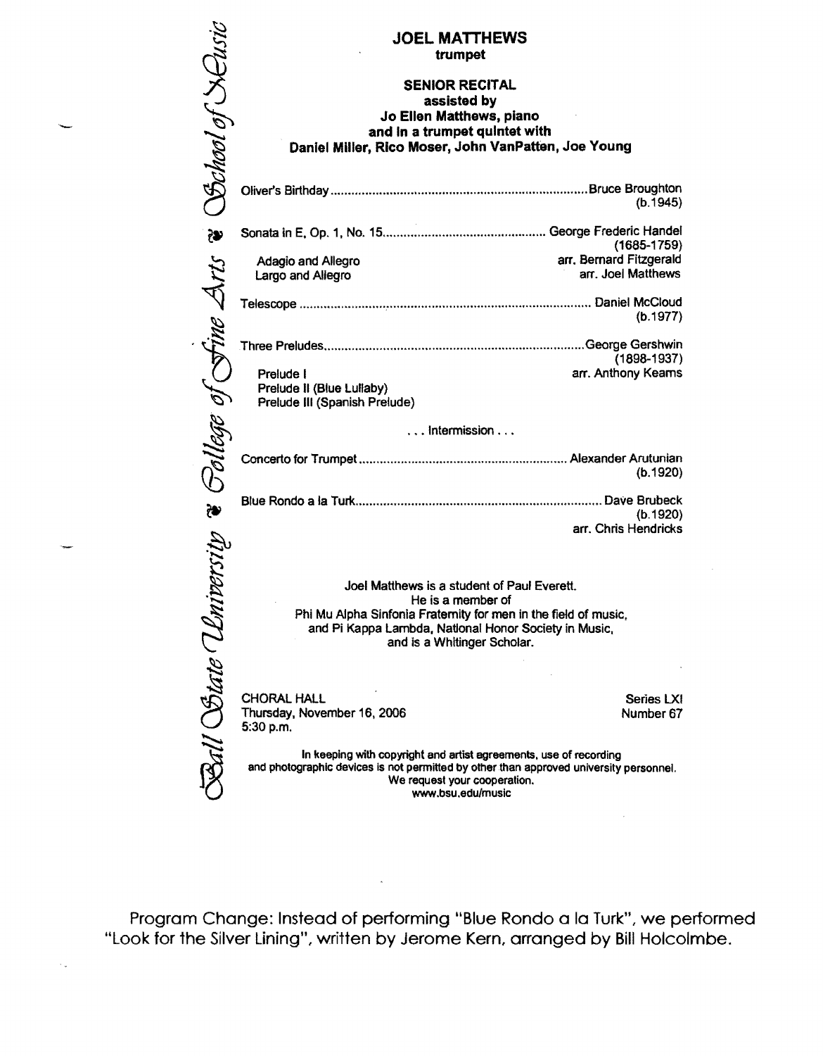Ball State University ❧ College of Fine Arts ❧ School of Music

## JOEL MATTHEWS
**trumpet**

**SENIOR RECITAL**
**assisted by**
**Jo Ellen Matthews, piano**
**and in a trumpet quintet with**
**Daniel Miller, Rico Moser, John VanPatten, Joe Young**

Oliver's Birthday .......... Bruce Broughton
(b.1945)

Sonata in E, Op. 1, No. 15 .......... George Frederic Handel
(1685-1759)

- Adagio and Allegro — arr. Bernard Fitzgerald
- Largo and Allegro — arr. Joel Matthews

Telescope .......... Daniel McCloud
(b.1977)

Three Preludes .......... George Gershwin
(1898-1937)
arr. Anthony Kearns

- Prelude I
- Prelude II (Blue Lullaby)
- Prelude III (Spanish Prelude)

. . . Intermission . . .

Concerto for Trumpet .......... Alexander Arutunian
(b.1920)

Blue Rondo a la Turk .......... Dave Brubeck
(b.1920)
arr. Chris Hendricks

Joel Matthews is a student of Paul Everett.
He is a member of
Phi Mu Alpha Sinfonia Fraternity for men in the field of music,
and Pi Kappa Lambda, National Honor Society in Music,
and is a Whitinger Scholar.

CHORAL HALL
Thursday, November 16, 2006
5:30 p.m.

Series LXI
Number 67

In keeping with copyright and artist agreements, use of recording and photographic devices is not permitted by other than approved university personnel.
We request your cooperation.
www.bsu.edu/music

Program Change: Instead of performing "Blue Rondo a la Turk", we performed "Look for the Silver Lining", written by Jerome Kern, arranged by Bill Holcolmbe.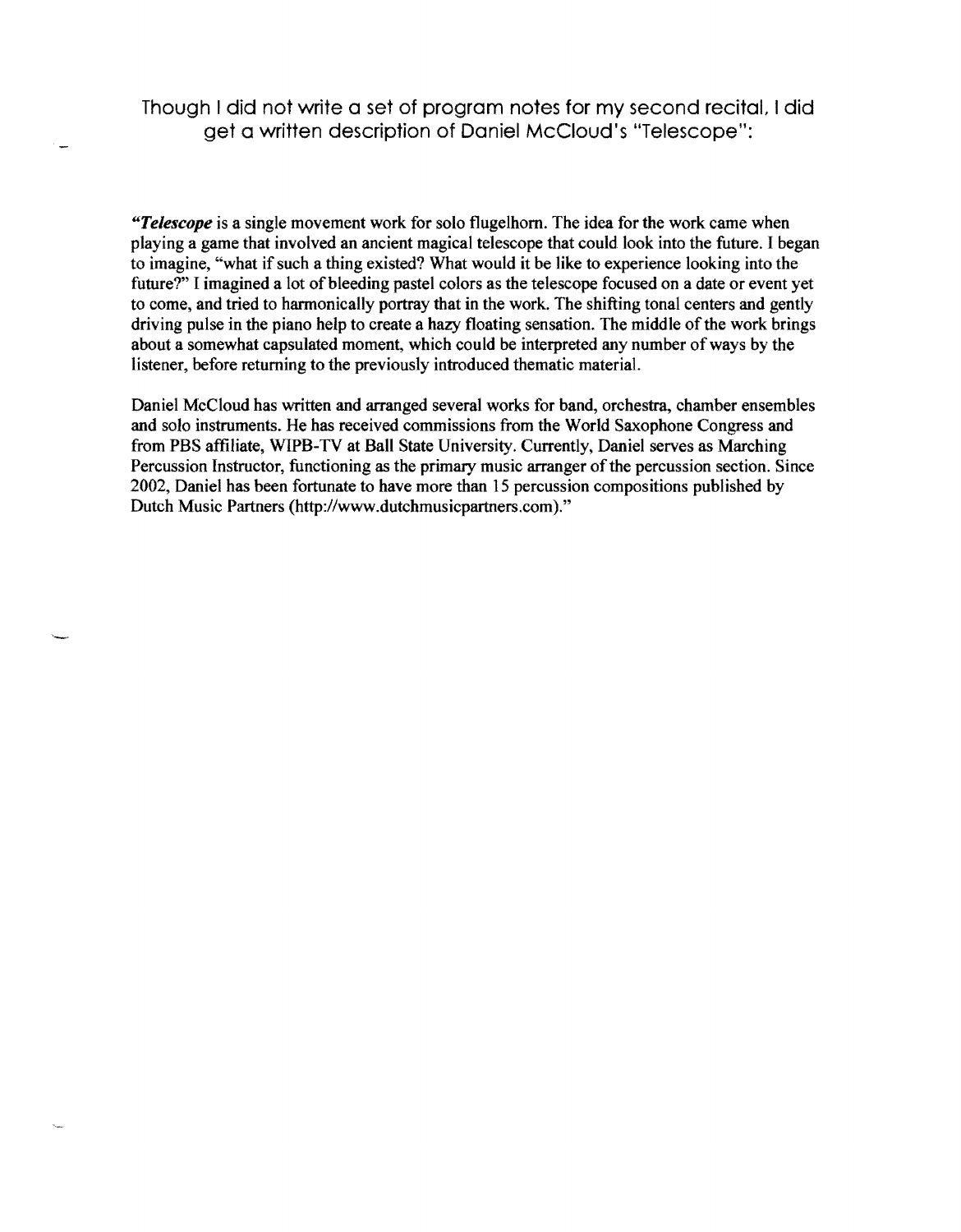Though I did not write a set of program notes for my second recital, I did get a written description of Daniel McCloud's "Telescope":

"***Telescope*** is a single movement work for solo flugelhorn. The idea for the work came when playing a game that involved an ancient magical telescope that could look into the future. I began to imagine, "what if such a thing existed? What would it be like to experience looking into the future?" I imagined a lot of bleeding pastel colors as the telescope focused on a date or event yet to come, and tried to harmonically portray that in the work. The shifting tonal centers and gently driving pulse in the piano help to create a hazy floating sensation. The middle of the work brings about a somewhat capsulated moment, which could be interpreted any number of ways by the listener, before returning to the previously introduced thematic material.

Daniel McCloud has written and arranged several works for band, orchestra, chamber ensembles and solo instruments. He has received commissions from the World Saxophone Congress and from PBS affiliate, WIPB-TV at Ball State University. Currently, Daniel serves as Marching Percussion Instructor, functioning as the primary music arranger of the percussion section. Since 2002, Daniel has been fortunate to have more than 15 percussion compositions published by Dutch Music Partners (http://www.dutchmusicpartners.com)."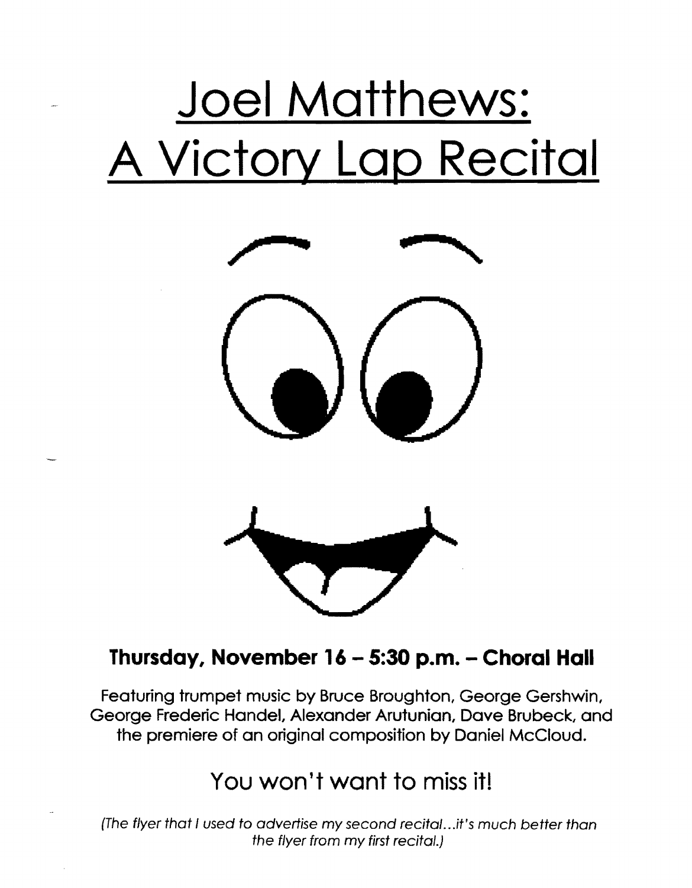# Joel Matthews: A Victory Lap Recital

**Thursday, November 16 – 5:30 p.m. – Choral Hall**

Featuring trumpet music by Bruce Broughton, George Gershwin, George Frederic Handel, Alexander Arutunian, Dave Brubeck, and the premiere of an original composition by Daniel McCloud.

## You won't want to miss it!

*(The flyer that I used to advertise my second recital...it's much better than the flyer from my first recital.)*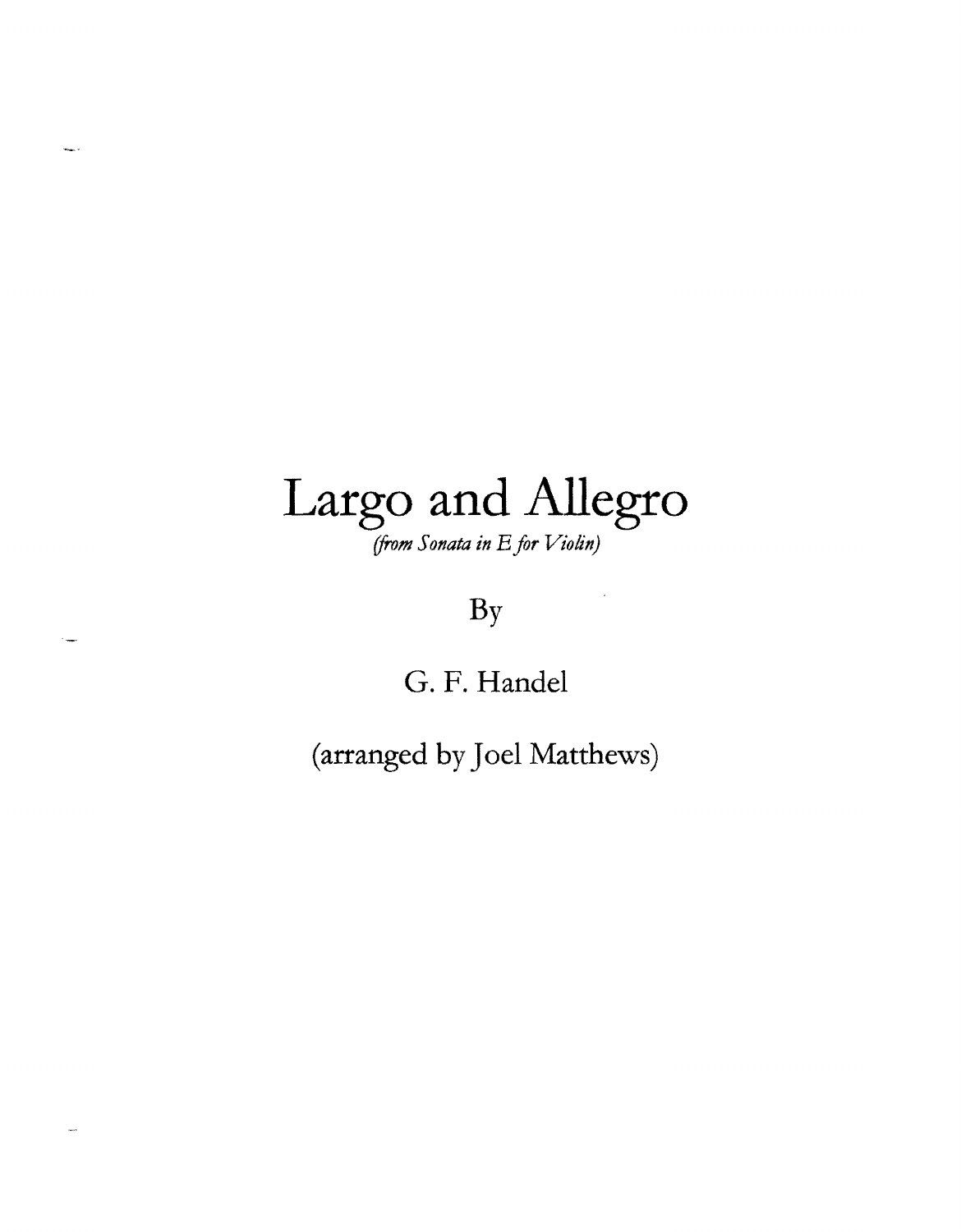# Largo and Allegro

*(from Sonata in E for Violin)*

By

G. F. Handel

(arranged by Joel Matthews)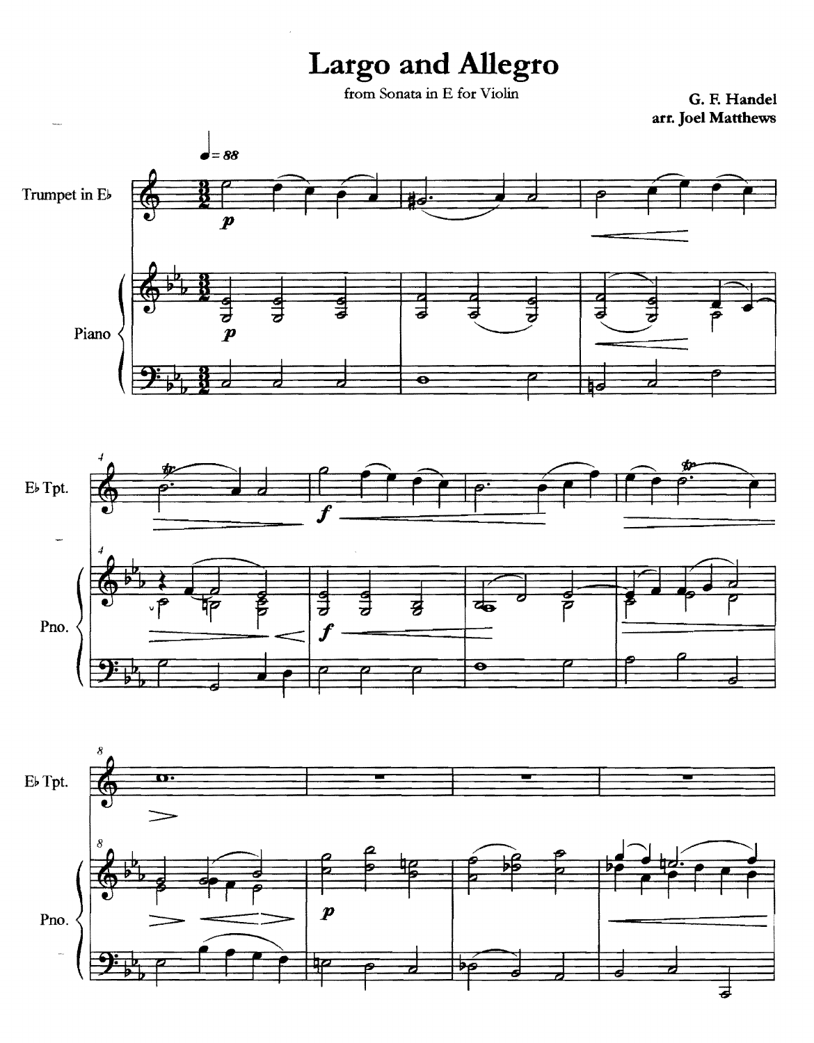# Largo and Allegro

from Sonata in E for Violin

**G. F. Handel**
**arr. Joel Matthews**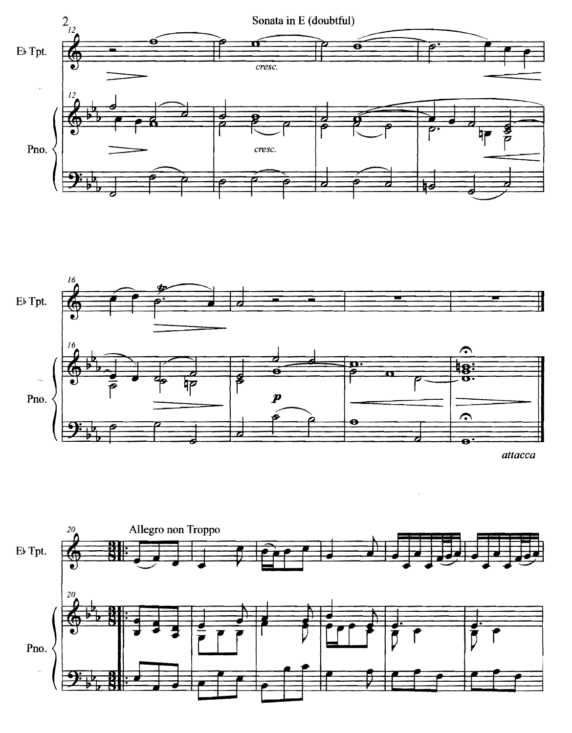*attacca*

Allegro non Troppo